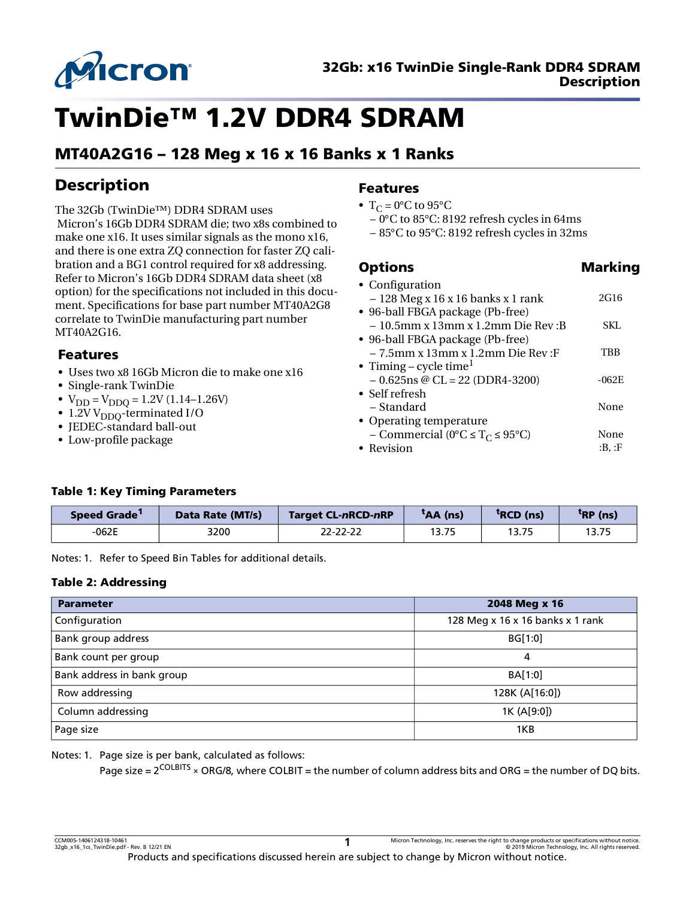# TwinDie™ 1.2V DDR4 SDRAM

## MT40A2G16 – 128 Meg x 16 x 16 Banks x 1 Ranks

## Description

The 32Gb (TwinDie™) DDR4 SDRAM uses Micron's 16Gb DDR4 SDRAM die; two x8s combined to make one x16. It uses similar signals as the mono x16, and there is one extra ZQ connection for faster ZQ calibration and a BG1 control required for x8 addressing. Refer to Micron's 16Gb DDR4 SDRAM data sheet (x8 option) for the specifications not included in this document. Specifications for base part number MT40A2G8 correlate to TwinDie manufacturing part number MT40A2G16.

### Features

- Uses two x8 16Gb Micron die to make one x16
- Single-rank TwinDie
- $V_{DD} = V_{DDQ} = 1.2V$ (1.14–1.26V)
- 1.2V $V_{DDQ}$-terminated I/O
- JEDEC-standard ball-out
- Low-profile package

### Features

- $T_C$ = 0°C to 95°C
  - 0°C to 85°C: 8192 refresh cycles in 64ms
  - 85°C to 95°C: 8192 refresh cycles in 32ms

### Options / Marking

| Options | Marking |
|---|---|
| • Configuration | |
| – 128 Meg x 16 x 16 banks x 1 rank | 2G16 |
| • 96-ball FBGA package (Pb-free) | |
| – 10.5mm x 13mm x 1.2mm Die Rev :B | SKL |
| • 96-ball FBGA package (Pb-free) | |
| – 7.5mm x 13mm x 1.2mm Die Rev :F | TBB |
| • Timing – cycle time[1] | |
| – 0.625ns @ CL = 22 (DDR4-3200) | -062E |
| • Self refresh | |
| – Standard | None |
| • Operating temperature | |
| – Commercial (0°C ≤ $T_C$ ≤ 95°C) | None |
| • Revision | :B, :F |

**Table 1: Key Timing Parameters**

| Speed Grade[1] | Data Rate (MT/s) | Target CL-nRCD-nRP | $^{t}$AA (ns) | $^{t}$RCD (ns) | $^{t}$RP (ns) |
|---|---|---|---|---|---|
| -062E | 3200 | 22-22-22 | 13.75 | 13.75 | 13.75 |

Notes: 1. Refer to Speed Bin Tables for additional details.

**Table 2: Addressing**

| Parameter | 2048 Meg x 16 |
|---|---|
| Configuration | 128 Meg x 16 x 16 banks x 1 rank |
| Bank group address | BG[1:0] |
| Bank count per group | 4 |
| Bank address in bank group | BA[1:0] |
| Row addressing | 128K (A[16:0]) |
| Column addressing | 1K (A[9:0]) |
| Page size | 1KB |

Notes: 1. Page size is per bank, calculated as follows:
Page size = $2^{COLBITS} \times ORG/8$, where COLBIT = the number of column address bits and ORG = the number of DQ bits.

Products and specifications discussed herein are subject to change by Micron without notice.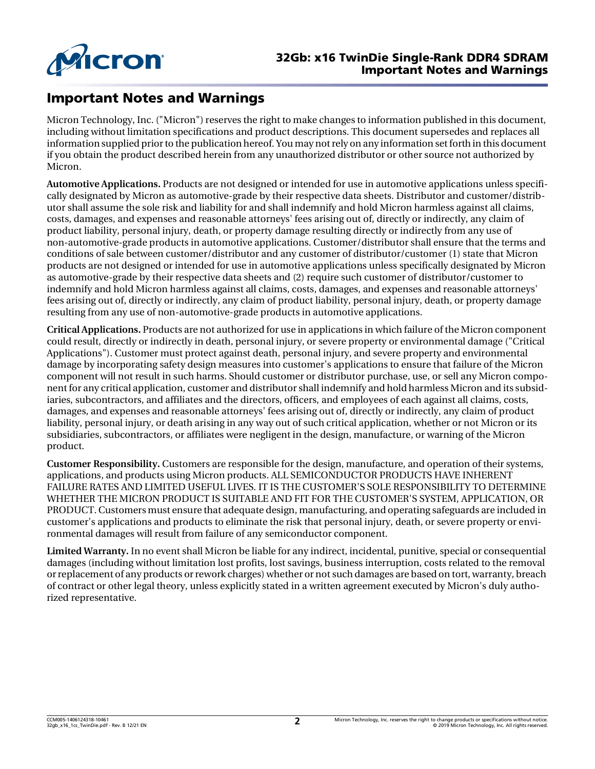# Important Notes and Warnings

Micron Technology, Inc. ("Micron") reserves the right to make changes to information published in this document, including without limitation specifications and product descriptions. This document supersedes and replaces all information supplied prior to the publication hereof. You may not rely on any information set forth in this document if you obtain the product described herein from any unauthorized distributor or other source not authorized by Micron.

**Automotive Applications.** Products are not designed or intended for use in automotive applications unless specifically designated by Micron as automotive-grade by their respective data sheets. Distributor and customer/distributor shall assume the sole risk and liability for and shall indemnify and hold Micron harmless against all claims, costs, damages, and expenses and reasonable attorneys' fees arising out of, directly or indirectly, any claim of product liability, personal injury, death, or property damage resulting directly or indirectly from any use of non-automotive-grade products in automotive applications. Customer/distributor shall ensure that the terms and conditions of sale between customer/distributor and any customer of distributor/customer (1) state that Micron products are not designed or intended for use in automotive applications unless specifically designated by Micron as automotive-grade by their respective data sheets and (2) require such customer of distributor/customer to indemnify and hold Micron harmless against all claims, costs, damages, and expenses and reasonable attorneys' fees arising out of, directly or indirectly, any claim of product liability, personal injury, death, or property damage resulting from any use of non-automotive-grade products in automotive applications.

**Critical Applications.** Products are not authorized for use in applications in which failure of the Micron component could result, directly or indirectly in death, personal injury, or severe property or environmental damage ("Critical Applications"). Customer must protect against death, personal injury, and severe property and environmental damage by incorporating safety design measures into customer's applications to ensure that failure of the Micron component will not result in such harms. Should customer or distributor purchase, use, or sell any Micron component for any critical application, customer and distributor shall indemnify and hold harmless Micron and its subsidiaries, subcontractors, and affiliates and the directors, officers, and employees of each against all claims, costs, damages, and expenses and reasonable attorneys' fees arising out of, directly or indirectly, any claim of product liability, personal injury, or death arising in any way out of such critical application, whether or not Micron or its subsidiaries, subcontractors, or affiliates were negligent in the design, manufacture, or warning of the Micron product.

**Customer Responsibility.** Customers are responsible for the design, manufacture, and operation of their systems, applications, and products using Micron products. ALL SEMICONDUCTOR PRODUCTS HAVE INHERENT FAILURE RATES AND LIMITED USEFUL LIVES. IT IS THE CUSTOMER'S SOLE RESPONSIBILITY TO DETERMINE WHETHER THE MICRON PRODUCT IS SUITABLE AND FIT FOR THE CUSTOMER'S SYSTEM, APPLICATION, OR PRODUCT. Customers must ensure that adequate design, manufacturing, and operating safeguards are included in customer's applications and products to eliminate the risk that personal injury, death, or severe property or environmental damages will result from failure of any semiconductor component.

**Limited Warranty.** In no event shall Micron be liable for any indirect, incidental, punitive, special or consequential damages (including without limitation lost profits, lost savings, business interruption, costs related to the removal or replacement of any products or rework charges) whether or not such damages are based on tort, warranty, breach of contract or other legal theory, unless explicitly stated in a written agreement executed by Micron's duly authorized representative.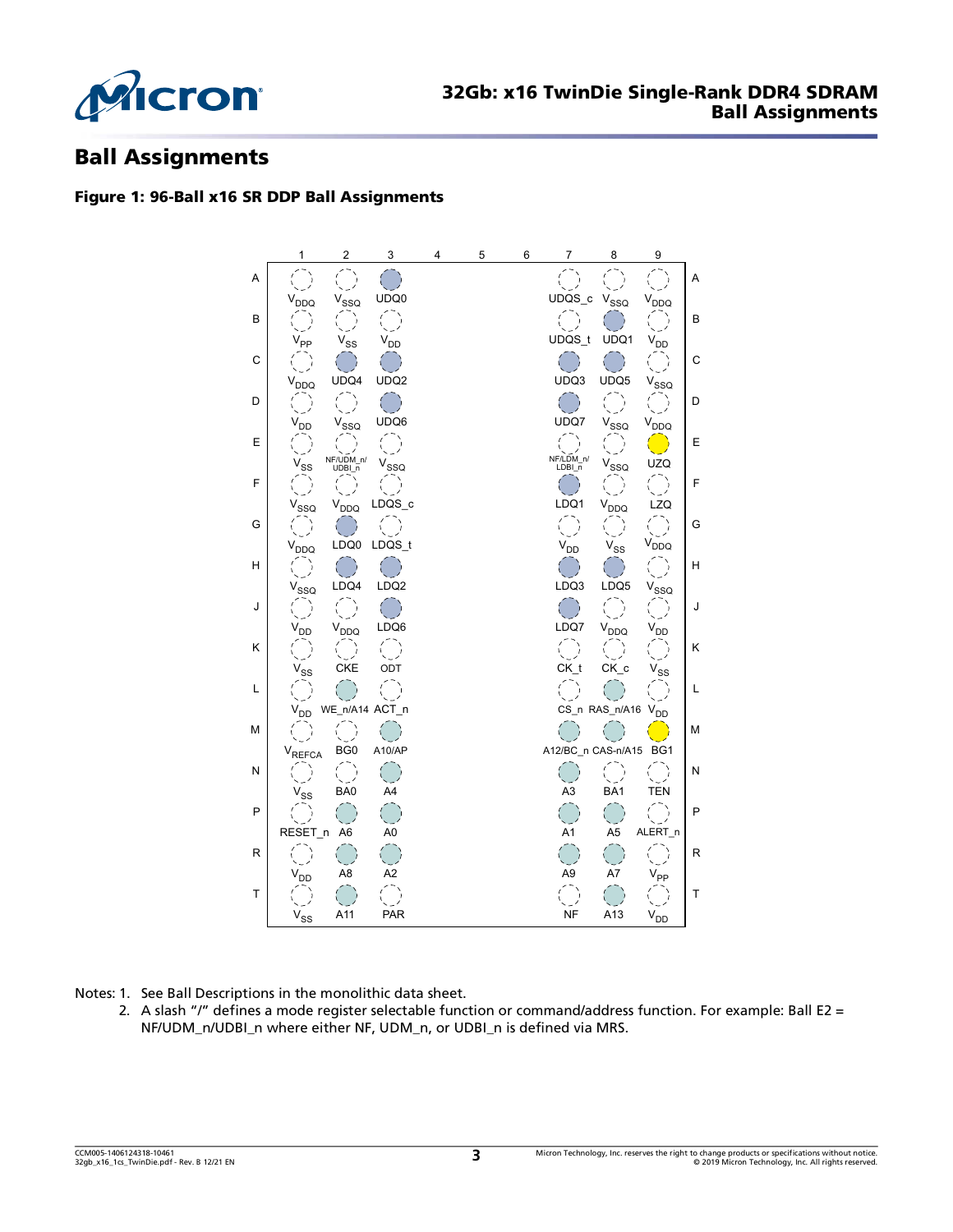# Ball Assignments

**Figure 1: 96-Ball x16 SR DDP Ball Assignments**

| | 1 | 2 | 3 | 4 | 5 | 6 | 7 | 8 | 9 | |
|---|---|---|---|---|---|---|---|---|---|---|
| A | $V_{DDQ}$ | $V_{SSQ}$ | UDQ0 | | | | UDQS_c | $V_{SSQ}$ | $V_{DDQ}$ | A |
| B | $V_{PP}$ | $V_{SS}$ | $V_{DD}$ | | | | UDQS_t | UDQ1 | $V_{DD}$ | B |
| C | $V_{DDQ}$ | UDQ4 | UDQ2 | | | | UDQ3 | UDQ5 | $V_{SSQ}$ | C |
| D | $V_{DD}$ | $V_{SSQ}$ | UDQ6 | | | | UDQ7 | $V_{SSQ}$ | $V_{DDQ}$ | D |
| E | $V_{SS}$ | NF/UDM_n/UDBI_n | $V_{SSQ}$ | | | | NF/LDM_n/LDBI_n | $V_{SSQ}$ | UZQ | E |
| F | $V_{SSQ}$ | $V_{DDQ}$ | LDQS_c | | | | LDQ1 | $V_{DDQ}$ | LZQ | F |
| G | $V_{DDQ}$ | LDQ0 | LDQS_t | | | | $V_{DD}$ | $V_{SS}$ | $V_{DDQ}$ | G |
| H | $V_{SSQ}$ | LDQ4 | LDQ2 | | | | LDQ3 | LDQ5 | $V_{SSQ}$ | H |
| J | $V_{DD}$ | $V_{DDQ}$ | LDQ6 | | | | LDQ7 | $V_{DDQ}$ | $V_{DD}$ | J |
| K | $V_{SS}$ | CKE | ODT | | | | CK_t | CK_c | $V_{SS}$ | K |
| L | $V_{DD}$ | WE_n/A14 | ACT_n | | | | CS_n | RAS_n/A16 | $V_{DD}$ | L |
| M | $V_{REFCA}$ | BG0 | A10/AP | | | | A12/BC_n | CAS-n/A15 | BG1 | M |
| N | $V_{SS}$ | BA0 | A4 | | | | A3 | BA1 | TEN | N |
| P | RESET_n | A6 | A0 | | | | A1 | A5 | ALERT_n | P |
| R | $V_{DD}$ | A8 | A2 | | | | A9 | A7 | $V_{PP}$ | R |
| T | $V_{SS}$ | A11 | PAR | | | | NF | A13 | $V_{DD}$ | T |

Notes:
1. See Ball Descriptions in the monolithic data sheet.
2. A slash "/" defines a mode register selectable function or command/address function. For example: Ball E2 = NF/UDM_n/UDBI_n where either NF, UDM_n, or UDBI_n is defined via MRS.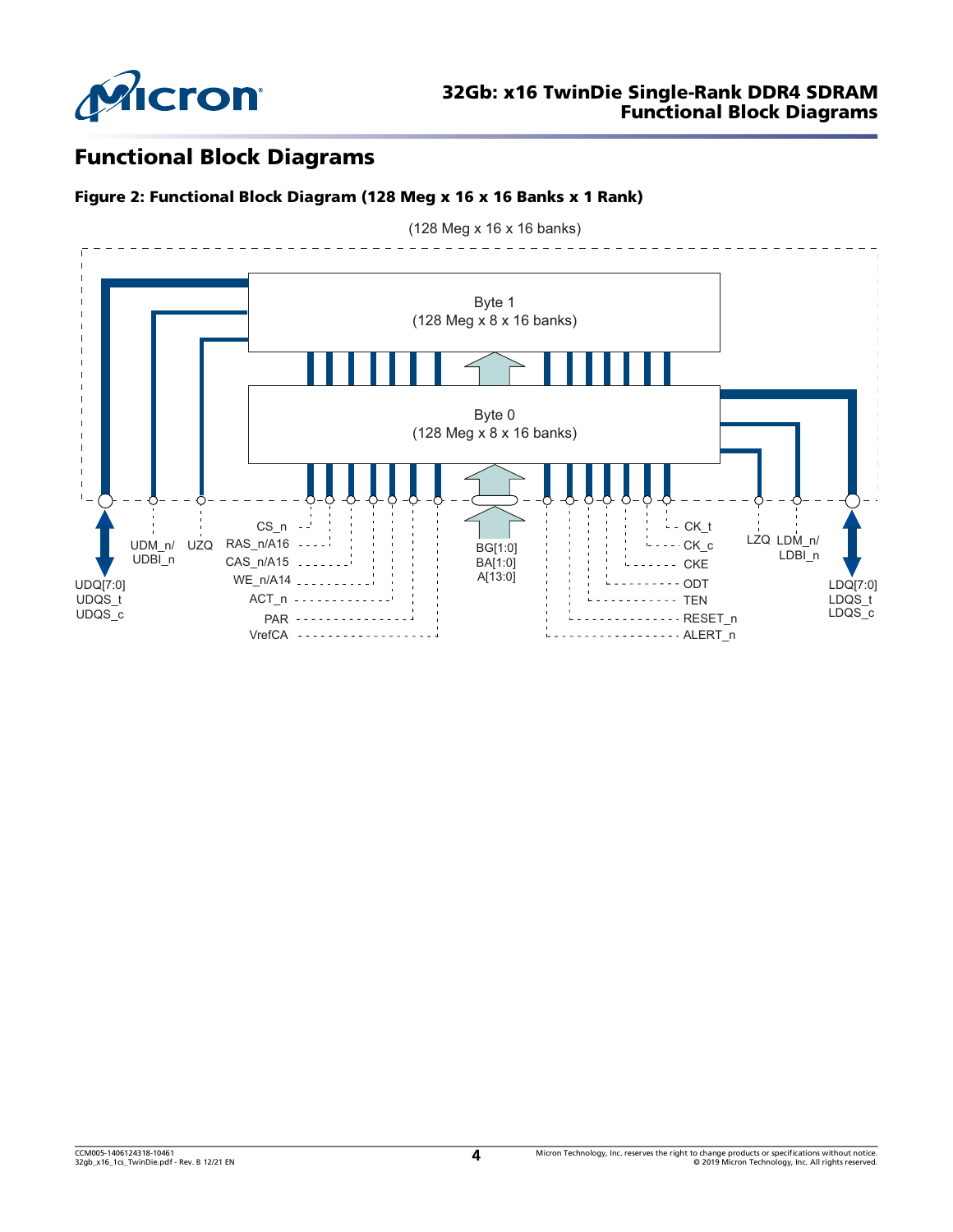## Functional Block Diagrams

**Figure 2: Functional Block Diagram (128 Meg x 16 x 16 Banks x 1 Rank)**

(128 Meg x 16 x 16 banks)

Byte 1
(128 Meg x 8 x 16 banks)

Byte 0
(128 Meg x 8 x 16 banks)

UDQ[7:0]
UDQS_t
UDQS_c

UDM_n/
UDBI_n

UZQ

CS_n
RAS_n/A16
CAS_n/A15
WE_n/A14
ACT_n
PAR
VrefCA

BG[1:0]
BA[1:0]
A[13:0]

CK_t
CK_c
CKE
ODT
TEN
RESET_n
ALERT_n

LZQ

LDM_n/
LDBI_n

LDQ[7:0]
LDQS_t
LDQS_c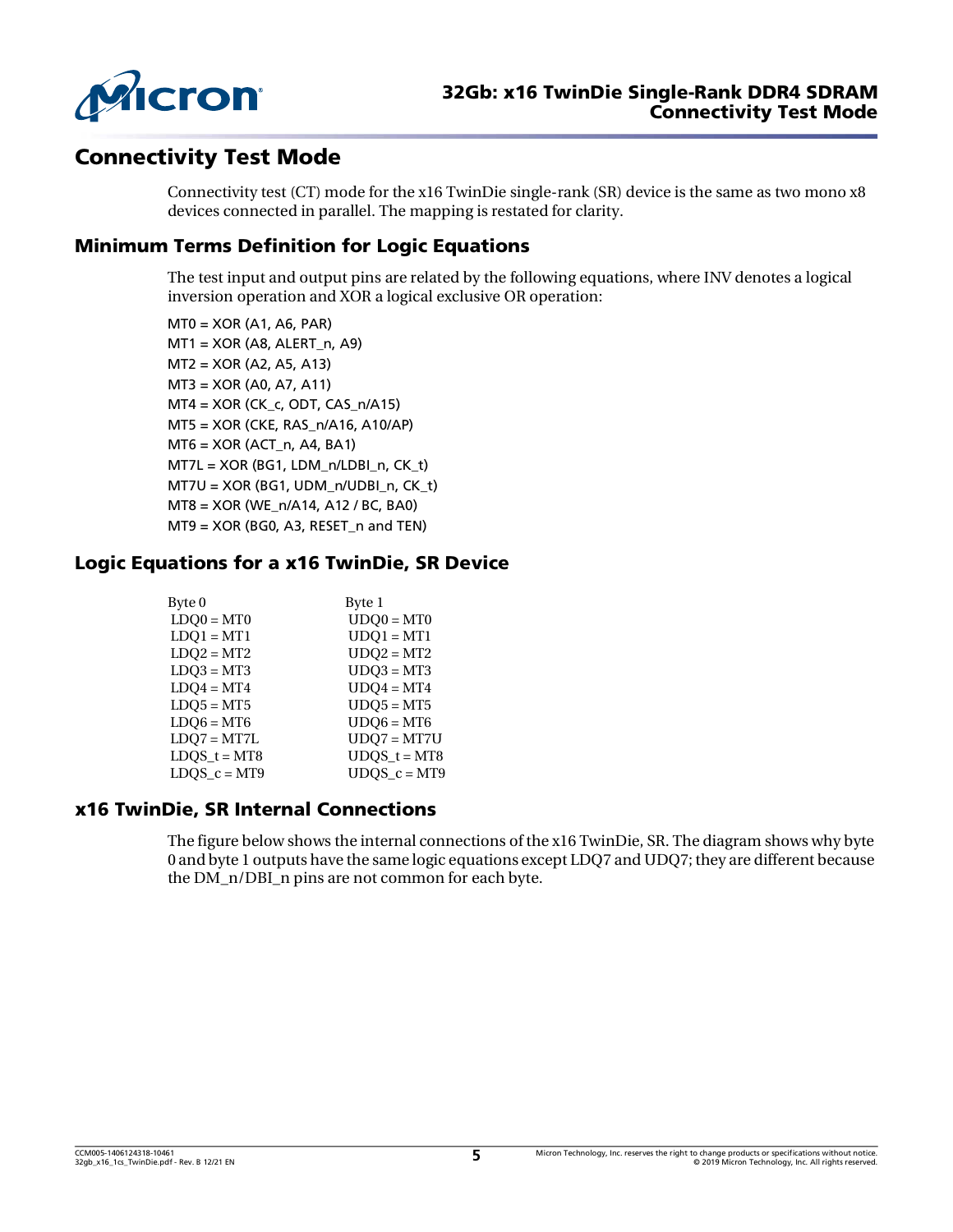# Connectivity Test Mode

Connectivity test (CT) mode for the x16 TwinDie single-rank (SR) device is the same as two mono x8 devices connected in parallel. The mapping is restated for clarity.

## Minimum Terms Definition for Logic Equations

The test input and output pins are related by the following equations, where INV denotes a logical inversion operation and XOR a logical exclusive OR operation:

MT0 = XOR (A1, A6, PAR)
MT1 = XOR (A8, ALERT_n, A9)
MT2 = XOR (A2, A5, A13)
MT3 = XOR (A0, A7, A11)
MT4 = XOR (CK_c, ODT, CAS_n/A15)
MT5 = XOR (CKE, RAS_n/A16, A10/AP)
MT6 = XOR (ACT_n, A4, BA1)
MT7L = XOR (BG1, LDM_n/LDBI_n, CK_t)
MT7U = XOR (BG1, UDM_n/UDBI_n, CK_t)
MT8 = XOR (WE_n/A14, A12 / BC, BA0)
MT9 = XOR (BG0, A3, RESET_n and TEN)

## Logic Equations for a x16 TwinDie, SR Device

| Byte 0 | Byte 1 |
|---|---|
| LDQ0 = MT0 | UDQ0 = MT0 |
| LDQ1 = MT1 | UDQ1 = MT1 |
| LDQ2 = MT2 | UDQ2 = MT2 |
| LDQ3 = MT3 | UDQ3 = MT3 |
| LDQ4 = MT4 | UDQ4 = MT4 |
| LDQ5 = MT5 | UDQ5 = MT5 |
| LDQ6 = MT6 | UDQ6 = MT6 |
| LDQ7 = MT7L | UDQ7 = MT7U |
| LDQS_t = MT8 | UDQS_t = MT8 |
| LDQS_c = MT9 | UDQS_c = MT9 |

## x16 TwinDie, SR Internal Connections

The figure below shows the internal connections of the x16 TwinDie, SR. The diagram shows why byte 0 and byte 1 outputs have the same logic equations except LDQ7 and UDQ7; they are different because the DM_n/DBI_n pins are not common for each byte.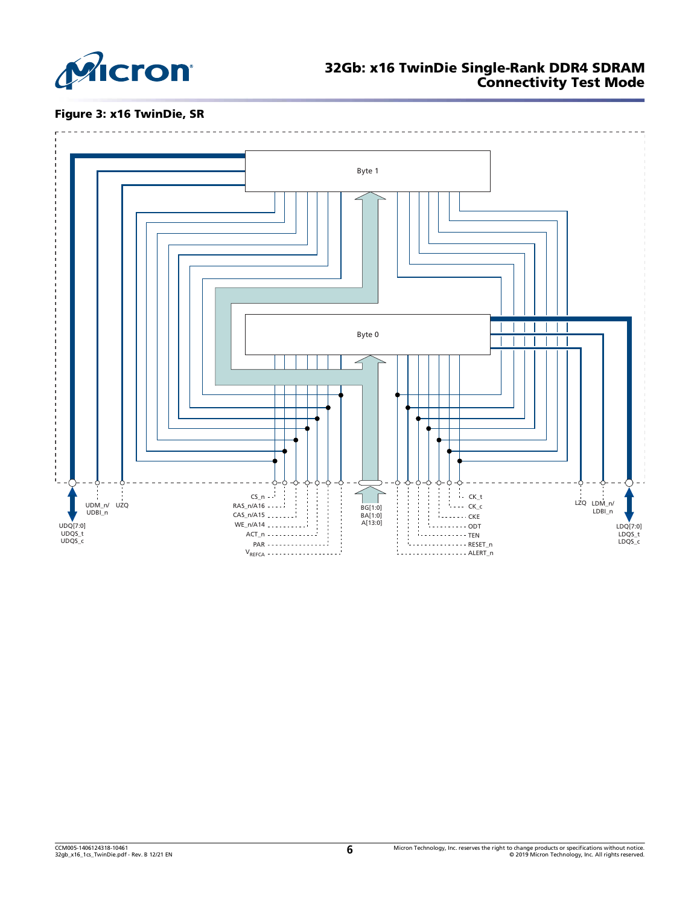**Figure 3: x16 TwinDie, SR**

Byte 1

Byte 0

UDQ[7:0]
UDQS_t
UDQS_c

UDM_n/
UDBI_n

UZQ

CS_n
RAS_n/A16
CAS_n/A15
WE_n/A14
ACT_n
PAR
$V_{REFCA}$

BG[1:0]
BA[1:0]
A[13:0]

CK_t
CK_c
CKE
ODT
TEN
RESET_n
ALERT_n

LZQ

LDM_n/
LDBI_n

LDQ[7:0]
LDQS_t
LDQS_c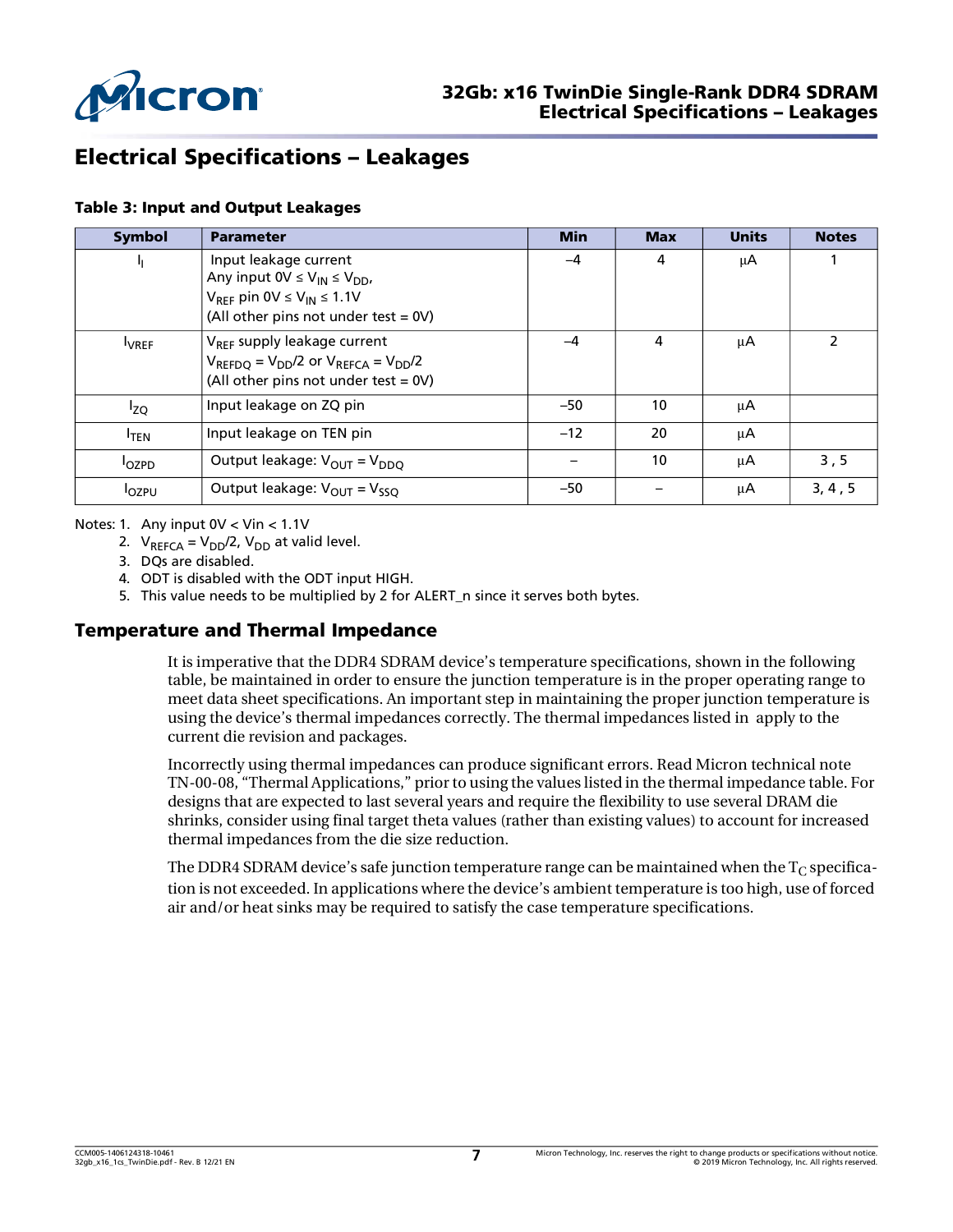# Electrical Specifications – Leakages

**Table 3: Input and Output Leakages**

| Symbol | Parameter | Min | Max | Units | Notes |
|---|---|---|---|---|---|
| $I_I$ | Input leakage current<br>Any input 0V ≤ $V_{IN}$ ≤ $V_{DD}$,<br>$V_{REF}$ pin 0V ≤ $V_{IN}$ ≤ 1.1V<br>(All other pins not under test = 0V) | –4 | 4 | µA | 1 |
| $I_{VREF}$ | $V_{REF}$ supply leakage current<br>$V_{REFDQ} = V_{DD}/2$ or $V_{REFCA} = V_{DD}/2$<br>(All other pins not under test = 0V) | –4 | 4 | µA | 2 |
| $I_{ZQ}$ | Input leakage on ZQ pin | –50 | 10 | µA | |
| $I_{TEN}$ | Input leakage on TEN pin | –12 | 20 | µA | |
| $I_{OZPD}$ | Output leakage: $V_{OUT} = V_{DDQ}$ | – | 10 | µA | 3 , 5 |
| $I_{OZPU}$ | Output leakage: $V_{OUT} = V_{SSQ}$ | –50 | – | µA | 3, 4 , 5 |

Notes:
1. Any input 0V < Vin < 1.1V
2. $V_{REFCA} = V_{DD}/2$, $V_{DD}$ at valid level.
3. DQs are disabled.
4. ODT is disabled with the ODT input HIGH.
5. This value needs to be multiplied by 2 for ALERT_n since it serves both bytes.

## Temperature and Thermal Impedance

It is imperative that the DDR4 SDRAM device's temperature specifications, shown in the following table, be maintained in order to ensure the junction temperature is in the proper operating range to meet data sheet specifications. An important step in maintaining the proper junction temperature is using the device's thermal impedances correctly. The thermal impedances listed in apply to the current die revision and packages.

Incorrectly using thermal impedances can produce significant errors. Read Micron technical note TN-00-08, "Thermal Applications," prior to using the values listed in the thermal impedance table. For designs that are expected to last several years and require the flexibility to use several DRAM die shrinks, consider using final target theta values (rather than existing values) to account for increased thermal impedances from the die size reduction.

The DDR4 SDRAM device's safe junction temperature range can be maintained when the $T_C$ specification is not exceeded. In applications where the device's ambient temperature is too high, use of forced air and/or heat sinks may be required to satisfy the case temperature specifications.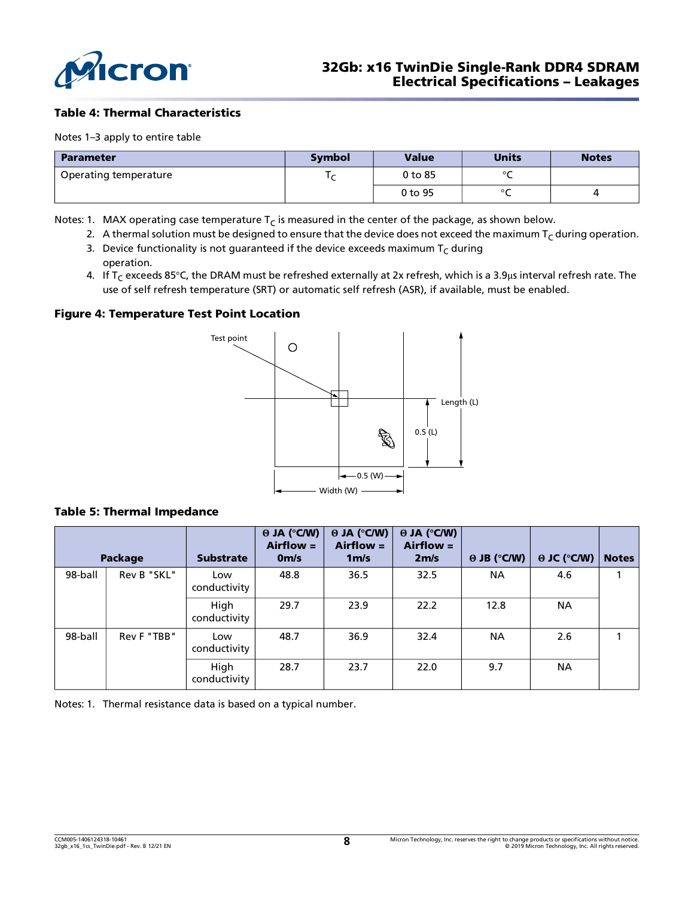## Table 4: Thermal Characteristics

Notes 1–3 apply to entire table

| Parameter | Symbol | Value | Units | Notes |
|---|---|---|---|---|
| Operating temperature | $T_C$ | 0 to 85 | °C | |
| | | 0 to 95 | °C | 4 |

Notes: 1. MAX operating case temperature $T_C$ is measured in the center of the package, as shown below.
2. A thermal solution must be designed to ensure that the device does not exceed the maximum $T_C$ during operation.
3. Device functionality is not guaranteed if the device exceeds maximum $T_C$ during operation.
4. If $T_C$ exceeds 85°C, the DRAM must be refreshed externally at 2x refresh, which is a 3.9μs interval refresh rate. The use of self refresh temperature (SRT) or automatic self refresh (ASR), if available, must be enabled.

## Figure 4: Temperature Test Point Location

Test point
Length (L)
0.5 (L)
0.5 (W)
Width (W)

## Table 5: Thermal Impedance

| Package | | Substrate | Θ JA (°C/W) Airflow = 0m/s | Θ JA (°C/W) Airflow = 1m/s | Θ JA (°C/W) Airflow = 2m/s | Θ JB (°C/W) | Θ JC (°C/W) | Notes |
|---|---|---|---|---|---|---|---|---|
| 98-ball | Rev B "SKL" | Low conductivity | 48.8 | 36.5 | 32.5 | NA | 4.6 | 1 |
| | | High conductivity | 29.7 | 23.9 | 22.2 | 12.8 | NA | |
| 98-ball | Rev F "TBB" | Low conductivity | 48.7 | 36.9 | 32.4 | NA | 2.6 | 1 |
| | | High conductivity | 28.7 | 23.7 | 22.0 | 9.7 | NA | |

Notes: 1. Thermal resistance data is based on a typical number.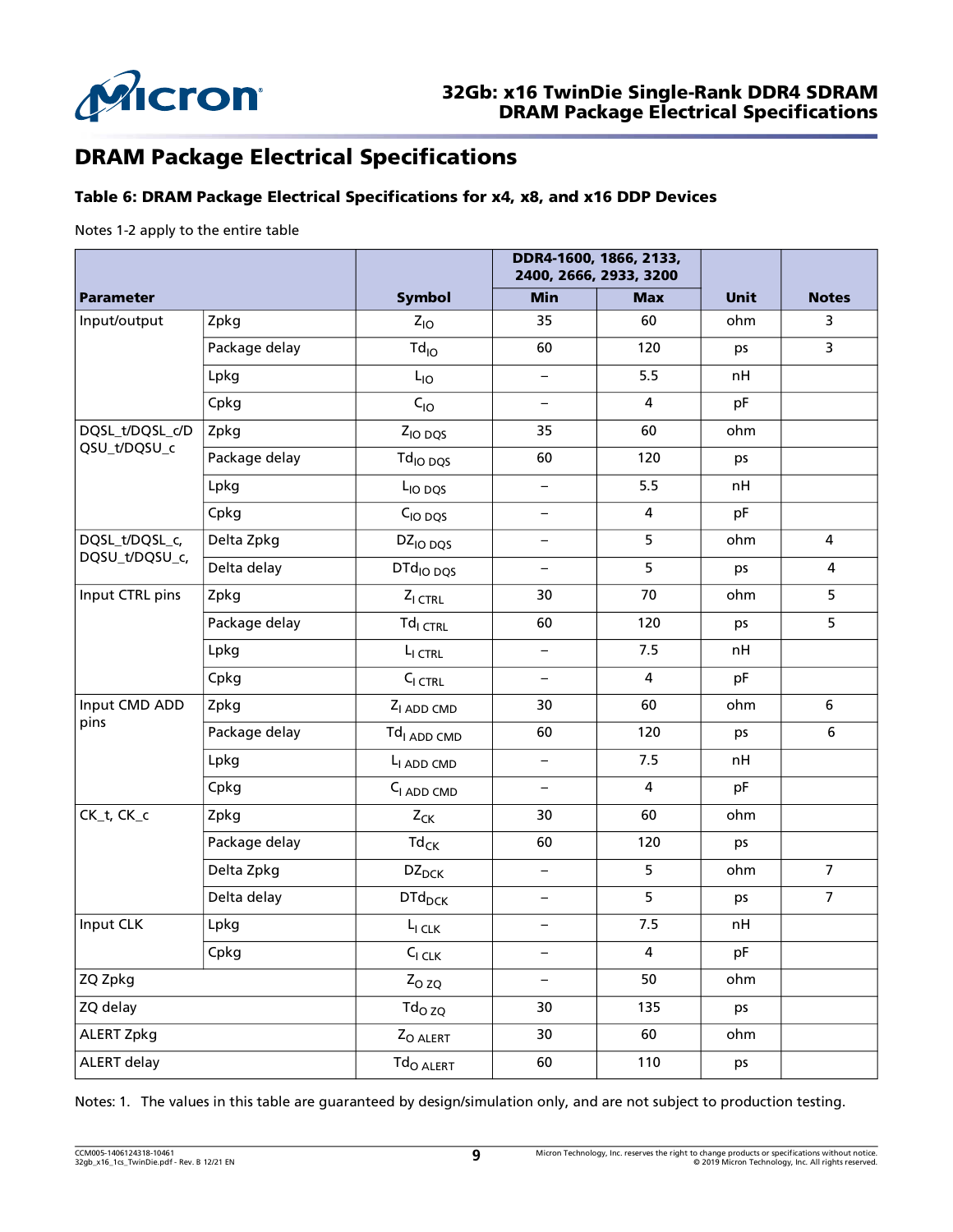## DRAM Package Electrical Specifications

### Table 6: DRAM Package Electrical Specifications for x4, x8, and x16 DDP Devices

Notes 1-2 apply to the entire table

| Parameter | | Symbol | DDR4-1600, 1866, 2133, 2400, 2666, 2933, 3200 | | Unit | Notes |
|---|---|---|---|---|---|---|
| | | | Min | Max | | |
| Input/output | Zpkg | $Z_{IO}$ | 35 | 60 | ohm | 3 |
| | Package delay | $Td_{IO}$ | 60 | 120 | ps | 3 |
| | Lpkg | $L_{IO}$ | – | 5.5 | nH | |
| | Cpkg | $C_{IO}$ | – | 4 | pF | |
| DQSL_t/DQSL_c/DQSU_t/DQSU_c | Zpkg | $Z_{IO\ DQS}$ | 35 | 60 | ohm | |
| | Package delay | $Td_{IO\ DQS}$ | 60 | 120 | ps | |
| | Lpkg | $L_{IO\ DQS}$ | – | 5.5 | nH | |
| | Cpkg | $C_{IO\ DQS}$ | – | 4 | pF | |
| DQSL_t/DQSL_c, DQSU_t/DQSU_c, | Delta Zpkg | $DZ_{IO\ DQS}$ | – | 5 | ohm | 4 |
| | Delta delay | $DTd_{IO\ DQS}$ | – | 5 | ps | 4 |
| Input CTRL pins | Zpkg | $Z_{I\ CTRL}$ | 30 | 70 | ohm | 5 |
| | Package delay | $Td_{I\ CTRL}$ | 60 | 120 | ps | 5 |
| | Lpkg | $L_{I\ CTRL}$ | – | 7.5 | nH | |
| | Cpkg | $C_{I\ CTRL}$ | – | 4 | pF | |
| Input CMD ADD pins | Zpkg | $Z_{I\ ADD\ CMD}$ | 30 | 60 | ohm | 6 |
| | Package delay | $Td_{I\ ADD\ CMD}$ | 60 | 120 | ps | 6 |
| | Lpkg | $L_{I\ ADD\ CMD}$ | – | 7.5 | nH | |
| | Cpkg | $C_{I\ ADD\ CMD}$ | – | 4 | pF | |
| CK_t, CK_c | Zpkg | $Z_{CK}$ | 30 | 60 | ohm | |
| | Package delay | $Td_{CK}$ | 60 | 120 | ps | |
| | Delta Zpkg | $DZ_{DCK}$ | – | 5 | ohm | 7 |
| | Delta delay | $DTd_{DCK}$ | – | 5 | ps | 7 |
| Input CLK | Lpkg | $L_{I\ CLK}$ | – | 7.5 | nH | |
| | Cpkg | $C_{I\ CLK}$ | – | 4 | pF | |
| ZQ Zpkg | | $Z_{O\ ZQ}$ | – | 50 | ohm | |
| ZQ delay | | $Td_{O\ ZQ}$ | 30 | 135 | ps | |
| ALERT Zpkg | | $Z_{O\ ALERT}$ | 30 | 60 | ohm | |
| ALERT delay | | $Td_{O\ ALERT}$ | 60 | 110 | ps | |

Notes: 1. The values in this table are guaranteed by design/simulation only, and are not subject to production testing.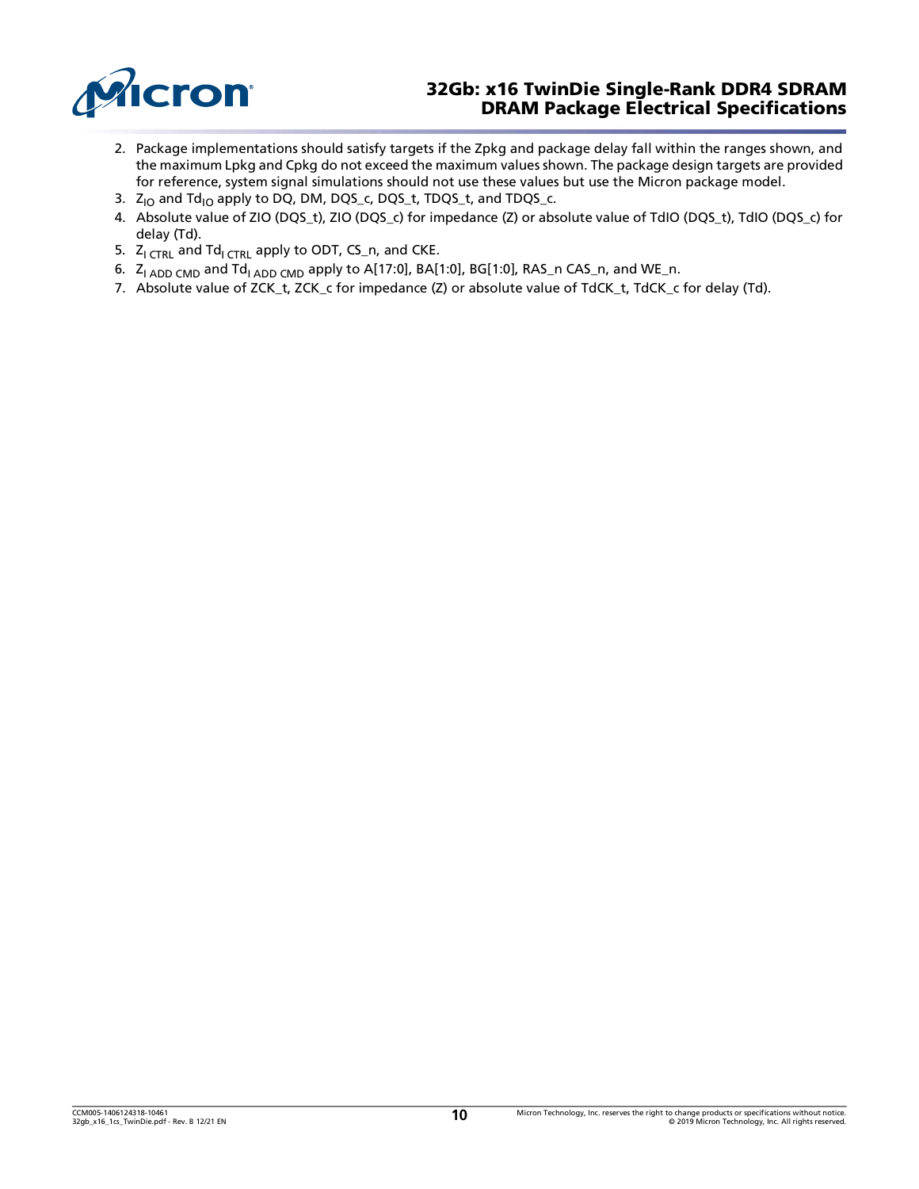2. Package implementations should satisfy targets if the Zpkg and package delay fall within the ranges shown, and the maximum Lpkg and Cpkg do not exceed the maximum values shown. The package design targets are provided for reference, system signal simulations should not use these values but use the Micron package model.
3. $Z_{IO}$ and $Td_{IO}$ apply to DQ, DM, DQS_c, DQS_t, TDQS_t, and TDQS_c.
4. Absolute value of ZIO (DQS_t), ZIO (DQS_c) for impedance (Z) or absolute value of TdIO (DQS_t), TdIO (DQS_c) for delay (Td).
5. $Z_{I\ CTRL}$ and $Td_{I\ CTRL}$ apply to ODT, CS_n, and CKE.
6. $Z_{I\ ADD\ CMD}$ and $Td_{I\ ADD\ CMD}$ apply to A[17:0], BA[1:0], BG[1:0], RAS_n CAS_n, and WE_n.
7. Absolute value of ZCK_t, ZCK_c for impedance (Z) or absolute value of TdCK_t, TdCK_c for delay (Td).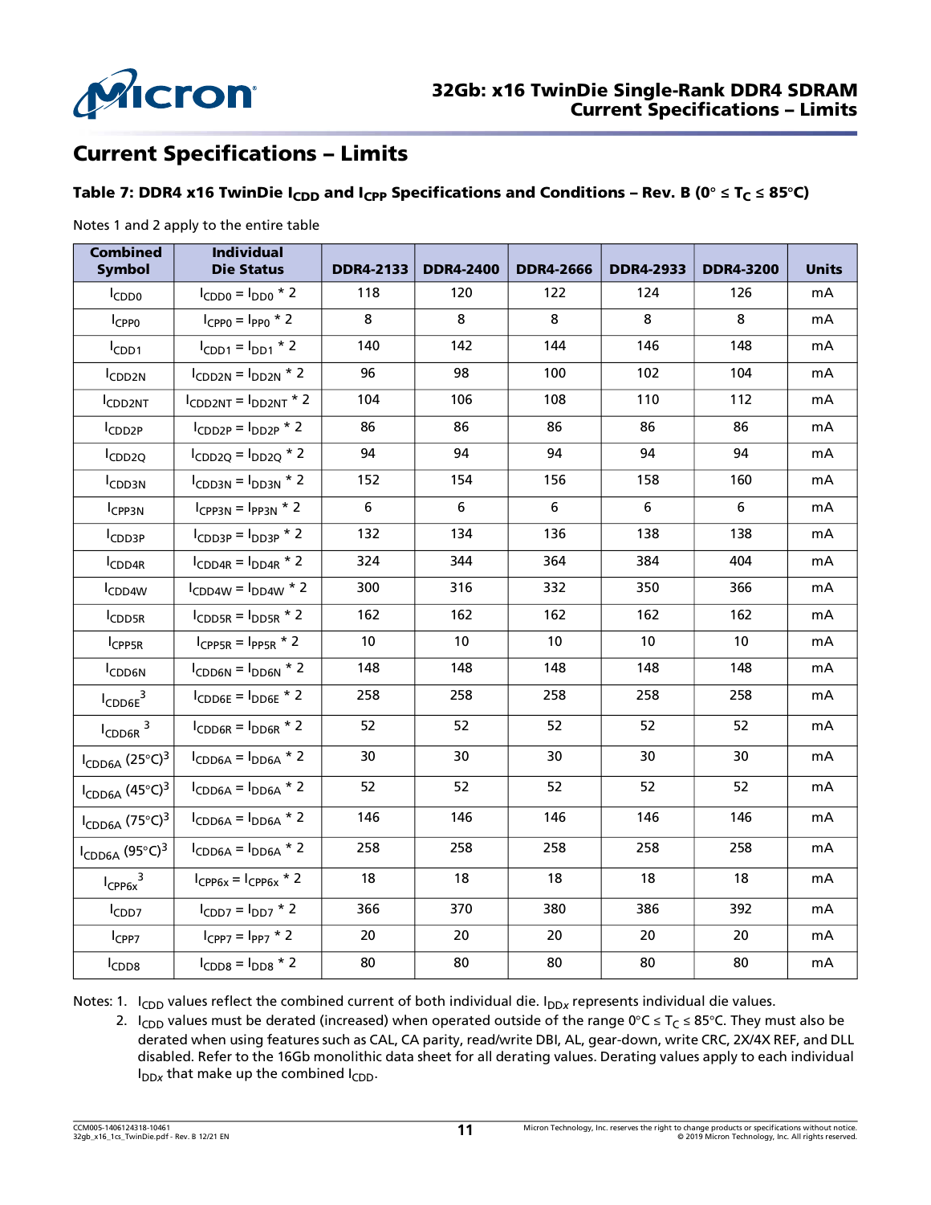## Current Specifications – Limits

### Table 7: DDR4 x16 TwinDie $I_{CDD}$ and $I_{CPP}$ Specifications and Conditions – Rev. B (0° ≤ $T_C$ ≤ 85°C)

Notes 1 and 2 apply to the entire table

| Combined Symbol | Individual Die Status | DDR4-2133 | DDR4-2400 | DDR4-2666 | DDR4-2933 | DDR4-3200 | Units |
|---|---|---|---|---|---|---|---|
| $I_{CDD0}$ | $I_{CDD0} = I_{DD0} * 2$ | 118 | 120 | 122 | 124 | 126 | mA |
| $I_{CPP0}$ | $I_{CPP0} = I_{PP0} * 2$ | 8 | 8 | 8 | 8 | 8 | mA |
| $I_{CDD1}$ | $I_{CDD1} = I_{DD1} * 2$ | 140 | 142 | 144 | 146 | 148 | mA |
| $I_{CDD2N}$ | $I_{CDD2N} = I_{DD2N} * 2$ | 96 | 98 | 100 | 102 | 104 | mA |
| $I_{CDD2NT}$ | $I_{CDD2NT} = I_{DD2NT} * 2$ | 104 | 106 | 108 | 110 | 112 | mA |
| $I_{CDD2P}$ | $I_{CDD2P} = I_{DD2P} * 2$ | 86 | 86 | 86 | 86 | 86 | mA |
| $I_{CDD2Q}$ | $I_{CDD2Q} = I_{DD2Q} * 2$ | 94 | 94 | 94 | 94 | 94 | mA |
| $I_{CDD3N}$ | $I_{CDD3N} = I_{DD3N} * 2$ | 152 | 154 | 156 | 158 | 160 | mA |
| $I_{CPP3N}$ | $I_{CPP3N} = I_{PP3N} * 2$ | 6 | 6 | 6 | 6 | 6 | mA |
| $I_{CDD3P}$ | $I_{CDD3P} = I_{DD3P} * 2$ | 132 | 134 | 136 | 138 | 138 | mA |
| $I_{CDD4R}$ | $I_{CDD4R} = I_{DD4R} * 2$ | 324 | 344 | 364 | 384 | 404 | mA |
| $I_{CDD4W}$ | $I_{CDD4W} = I_{DD4W} * 2$ | 300 | 316 | 332 | 350 | 366 | mA |
| $I_{CDD5R}$ | $I_{CDD5R} = I_{DD5R} * 2$ | 162 | 162 | 162 | 162 | 162 | mA |
| $I_{CPP5R}$ | $I_{CPP5R} = I_{PP5R} * 2$ | 10 | 10 | 10 | 10 | 10 | mA |
| $I_{CDD6N}$ | $I_{CDD6N} = I_{DD6N} * 2$ | 148 | 148 | 148 | 148 | 148 | mA |
| $I_{CDD6E}$[3] | $I_{CDD6E} = I_{DD6E} * 2$ | 258 | 258 | 258 | 258 | 258 | mA |
| $I_{CDD6R}$[3] | $I_{CDD6R} = I_{DD6R} * 2$ | 52 | 52 | 52 | 52 | 52 | mA |
| $I_{CDD6A}$ (25°C)[3] | $I_{CDD6A} = I_{DD6A} * 2$ | 30 | 30 | 30 | 30 | 30 | mA |
| $I_{CDD6A}$ (45°C)[3] | $I_{CDD6A} = I_{DD6A} * 2$ | 52 | 52 | 52 | 52 | 52 | mA |
| $I_{CDD6A}$ (75°C)[3] | $I_{CDD6A} = I_{DD6A} * 2$ | 146 | 146 | 146 | 146 | 146 | mA |
| $I_{CDD6A}$ (95°C)[3] | $I_{CDD6A} = I_{DD6A} * 2$ | 258 | 258 | 258 | 258 | 258 | mA |
| $I_{CPP6x}$[3] | $I_{CPP6x} = I_{CPP6x} * 2$ | 18 | 18 | 18 | 18 | 18 | mA |
| $I_{CDD7}$ | $I_{CDD7} = I_{DD7} * 2$ | 366 | 370 | 380 | 386 | 392 | mA |
| $I_{CPP7}$ | $I_{CPP7} = I_{PP7} * 2$ | 20 | 20 | 20 | 20 | 20 | mA |
| $I_{CDD8}$ | $I_{CDD8} = I_{DD8} * 2$ | 80 | 80 | 80 | 80 | 80 | mA |

Notes: 1. $I_{CDD}$ values reflect the combined current of both individual die. $I_{DDx}$ represents individual die values.

2. $I_{CDD}$ values must be derated (increased) when operated outside of the range 0°C ≤ $T_C$ ≤ 85°C. They must also be derated when using features such as CAL, CA parity, read/write DBI, AL, gear-down, write CRC, 2X/4X REF, and DLL disabled. Refer to the 16Gb monolithic data sheet for all derating values. Derating values apply to each individual $I_{DDx}$ that make up the combined $I_{CDD}$.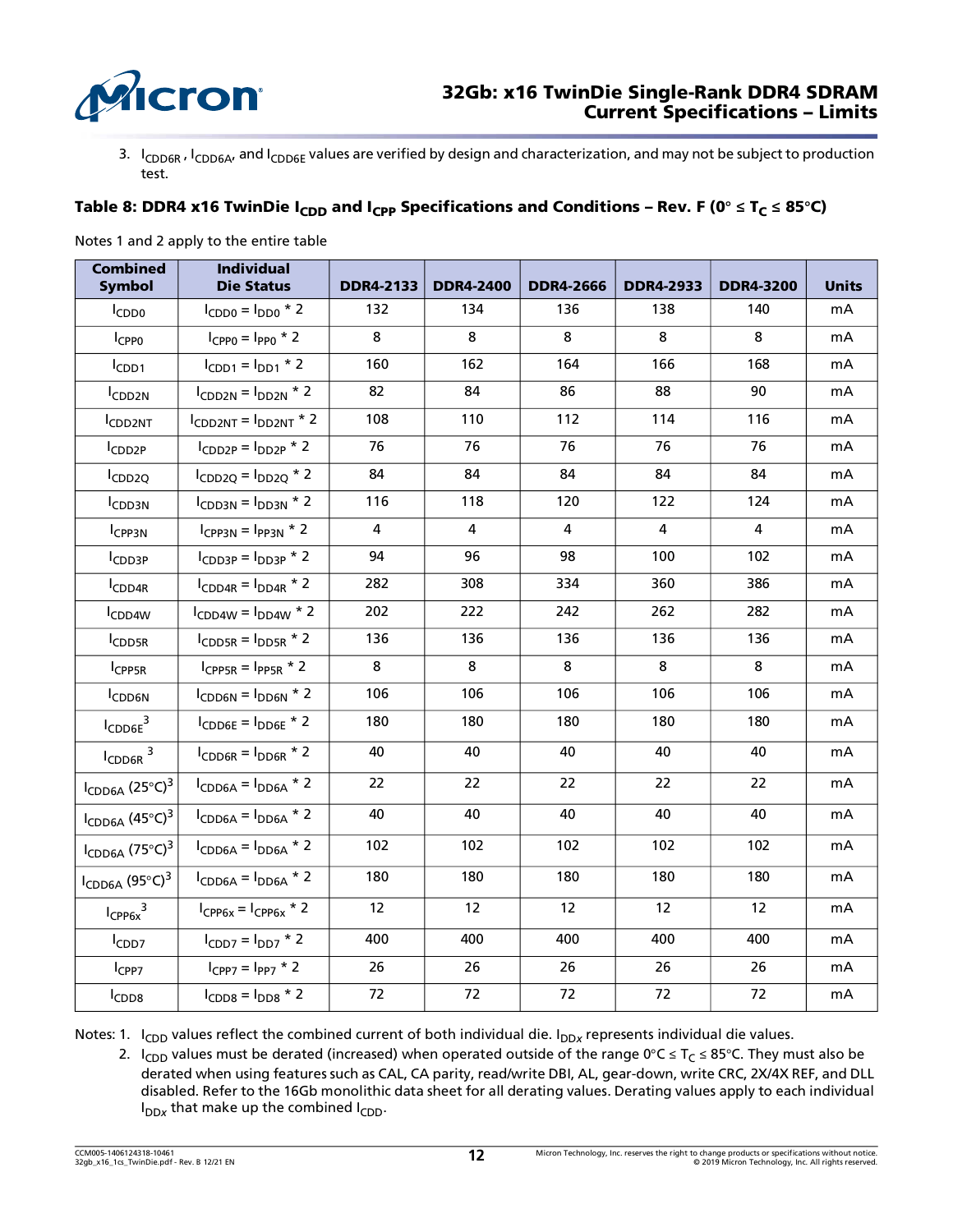3. $I_{CDD6R}$, $I_{CDD6A}$, and $I_{CDD6E}$ values are verified by design and characterization, and may not be subject to production test.

### Table 8: DDR4 x16 TwinDie $I_{CDD}$ and $I_{CPP}$ Specifications and Conditions – Rev. F (0° ≤ $T_C$ ≤ 85°C)

Notes 1 and 2 apply to the entire table

| Combined Symbol | Individual Die Status | DDR4-2133 | DDR4-2400 | DDR4-2666 | DDR4-2933 | DDR4-3200 | Units |
|---|---|---|---|---|---|---|---|
| $I_{CDD0}$ | $I_{CDD0} = I_{DD0} * 2$ | 132 | 134 | 136 | 138 | 140 | mA |
| $I_{CPP0}$ | $I_{CPP0} = I_{PP0} * 2$ | 8 | 8 | 8 | 8 | 8 | mA |
| $I_{CDD1}$ | $I_{CDD1} = I_{DD1} * 2$ | 160 | 162 | 164 | 166 | 168 | mA |
| $I_{CDD2N}$ | $I_{CDD2N} = I_{DD2N} * 2$ | 82 | 84 | 86 | 88 | 90 | mA |
| $I_{CDD2NT}$ | $I_{CDD2NT} = I_{DD2NT} * 2$ | 108 | 110 | 112 | 114 | 116 | mA |
| $I_{CDD2P}$ | $I_{CDD2P} = I_{DD2P} * 2$ | 76 | 76 | 76 | 76 | 76 | mA |
| $I_{CDD2Q}$ | $I_{CDD2Q} = I_{DD2Q} * 2$ | 84 | 84 | 84 | 84 | 84 | mA |
| $I_{CDD3N}$ | $I_{CDD3N} = I_{DD3N} * 2$ | 116 | 118 | 120 | 122 | 124 | mA |
| $I_{CPP3N}$ | $I_{CPP3N} = I_{PP3N} * 2$ | 4 | 4 | 4 | 4 | 4 | mA |
| $I_{CDD3P}$ | $I_{CDD3P} = I_{DD3P} * 2$ | 94 | 96 | 98 | 100 | 102 | mA |
| $I_{CDD4R}$ | $I_{CDD4R} = I_{DD4R} * 2$ | 282 | 308 | 334 | 360 | 386 | mA |
| $I_{CDD4W}$ | $I_{CDD4W} = I_{DD4W} * 2$ | 202 | 222 | 242 | 262 | 282 | mA |
| $I_{CDD5R}$ | $I_{CDD5R} = I_{DD5R} * 2$ | 136 | 136 | 136 | 136 | 136 | mA |
| $I_{CPP5R}$ | $I_{CPP5R} = I_{PP5R} * 2$ | 8 | 8 | 8 | 8 | 8 | mA |
| $I_{CDD6N}$ | $I_{CDD6N} = I_{DD6N} * 2$ | 106 | 106 | 106 | 106 | 106 | mA |
| $I_{CDD6E}$[3] | $I_{CDD6E} = I_{DD6E} * 2$ | 180 | 180 | 180 | 180 | 180 | mA |
| $I_{CDD6R}$[3] | $I_{CDD6R} = I_{DD6R} * 2$ | 40 | 40 | 40 | 40 | 40 | mA |
| $I_{CDD6A}$ (25°C)[3] | $I_{CDD6A} = I_{DD6A} * 2$ | 22 | 22 | 22 | 22 | 22 | mA |
| $I_{CDD6A}$ (45°C)[3] | $I_{CDD6A} = I_{DD6A} * 2$ | 40 | 40 | 40 | 40 | 40 | mA |
| $I_{CDD6A}$ (75°C)[3] | $I_{CDD6A} = I_{DD6A} * 2$ | 102 | 102 | 102 | 102 | 102 | mA |
| $I_{CDD6A}$ (95°C)[3] | $I_{CDD6A} = I_{DD6A} * 2$ | 180 | 180 | 180 | 180 | 180 | mA |
| $I_{CPP6x}$[3] | $I_{CPP6x} = I_{CPP6x} * 2$ | 12 | 12 | 12 | 12 | 12 | mA |
| $I_{CDD7}$ | $I_{CDD7} = I_{DD7} * 2$ | 400 | 400 | 400 | 400 | 400 | mA |
| $I_{CPP7}$ | $I_{CPP7} = I_{PP7} * 2$ | 26 | 26 | 26 | 26 | 26 | mA |
| $I_{CDD8}$ | $I_{CDD8} = I_{DD8} * 2$ | 72 | 72 | 72 | 72 | 72 | mA |

Notes: 1. $I_{CDD}$ values reflect the combined current of both individual die. $I_{DDx}$ represents individual die values.

2. $I_{CDD}$ values must be derated (increased) when operated outside of the range 0°C ≤ $T_C$ ≤ 85°C. They must also be derated when using features such as CAL, CA parity, read/write DBI, AL, gear-down, write CRC, 2X/4X REF, and DLL disabled. Refer to the 16Gb monolithic data sheet for all derating values. Derating values apply to each individual $I_{DDx}$ that make up the combined $I_{CDD}$.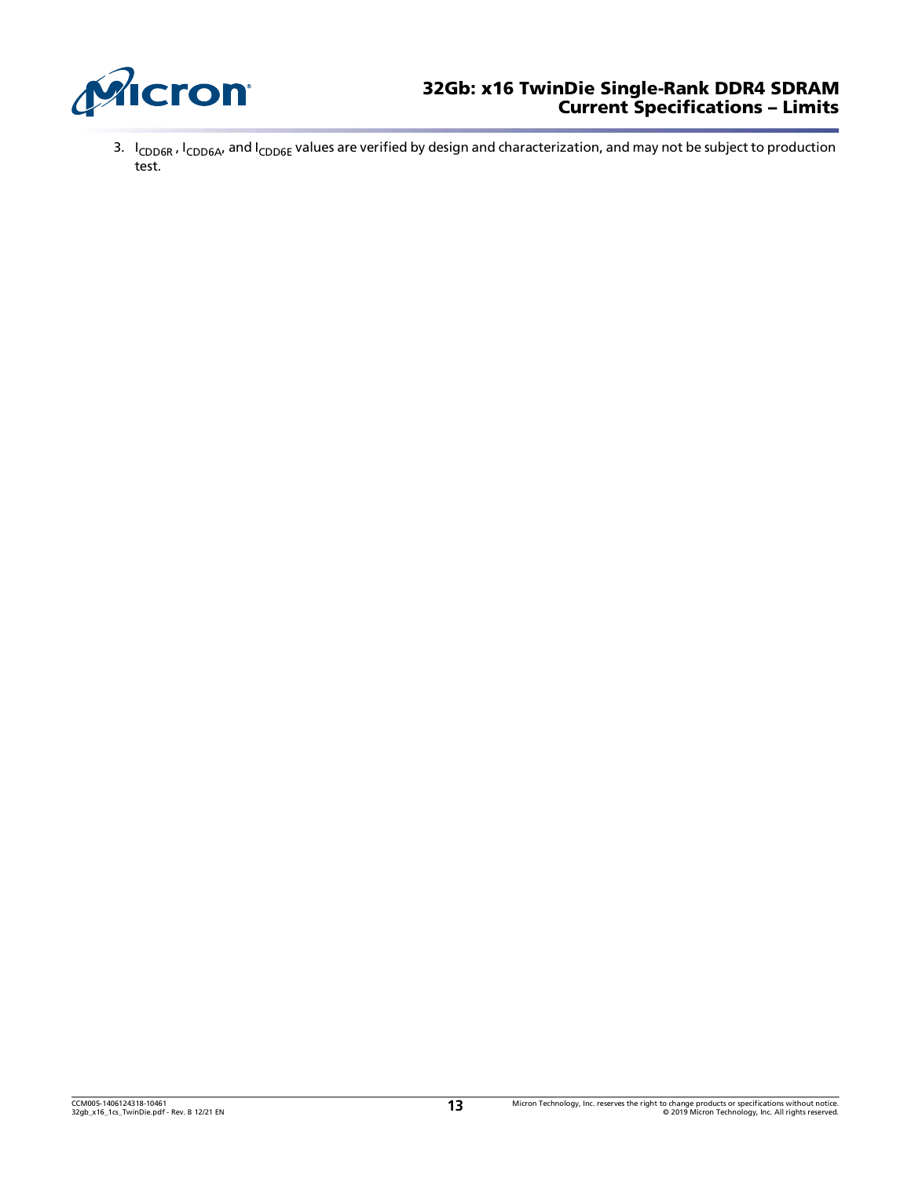3. $I_{CDD6R}$, $I_{CDD6A}$, and $I_{CDD6E}$ values are verified by design and characterization, and may not be subject to production test.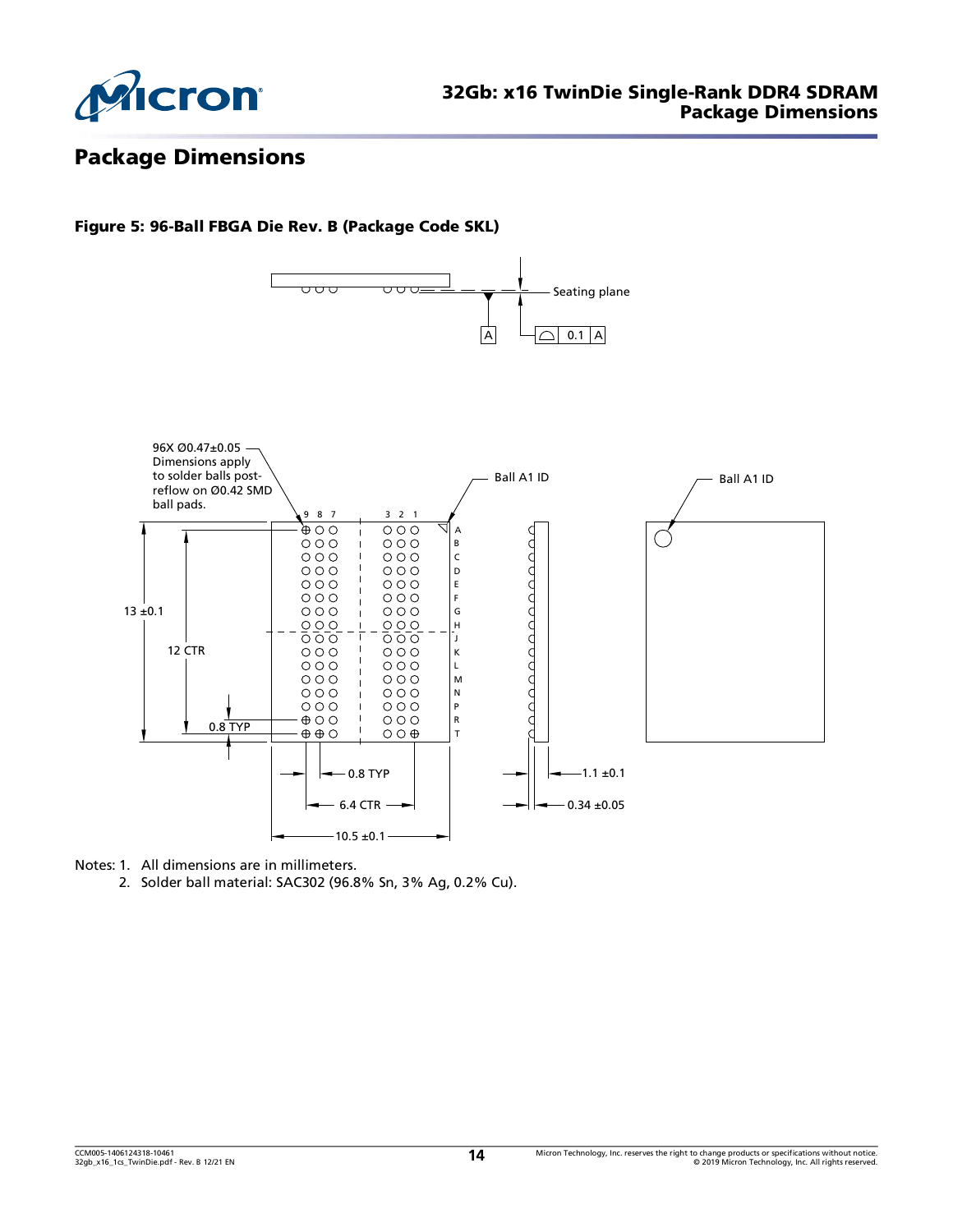# Package Dimensions

**Figure 5: 96-Ball FBGA Die Rev. B (Package Code SKL)**

Seating plane

A

0.1 A

96X Ø0.47±0.05
Dimensions apply
to solder balls post-
reflow on Ø0.42 SMD
ball pads.

Ball A1 ID

Ball A1 ID

9 8 7

3 2 1

A
B
C
D
E
F
G
H
J
K
L
M
N
P
R
T

13 ±0.1

12 CTR

0.8 TYP

0.8 TYP

6.4 CTR

10.5 ±0.1

1.1 ±0.1

0.34 ±0.05

Notes:
1. All dimensions are in millimeters.
2. Solder ball material: SAC302 (96.8% Sn, 3% Ag, 0.2% Cu).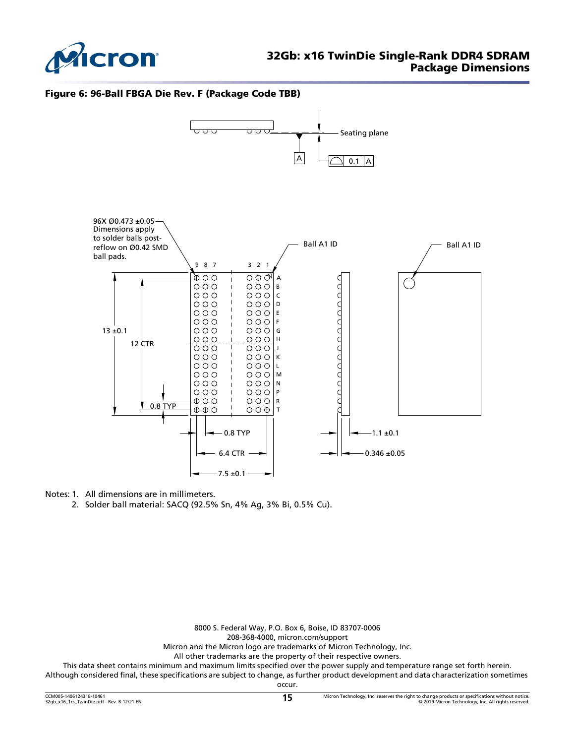**Figure 6: 96-Ball FBGA Die Rev. F (Package Code TBB)**

Seating plane

A

0.1 A

96X Ø0.473 ±0.05
Dimensions apply
to solder balls post-
reflow on Ø0.42 SMD
ball pads.

Ball A1 ID

Ball A1 ID

9 8 7 3 2 1

A B C D E F G H J K L M N P R T

13 ±0.1

12 CTR

0.8 TYP

0.8 TYP

6.4 CTR

7.5 ±0.1

1.1 ±0.1

0.346 ±0.05

Notes: 1. All dimensions are in millimeters.

2. Solder ball material: SACQ (92.5% Sn, 4% Ag, 3% Bi, 0.5% Cu).

8000 S. Federal Way, P.O. Box 6, Boise, ID 83707-0006
208-368-4000, micron.com/support
Micron and the Micron logo are trademarks of Micron Technology, Inc.
All other trademarks are the property of their respective owners.
This data sheet contains minimum and maximum limits specified over the power supply and temperature range set forth herein.
Although considered final, these specifications are subject to change, as further product development and data characterization sometimes occur.